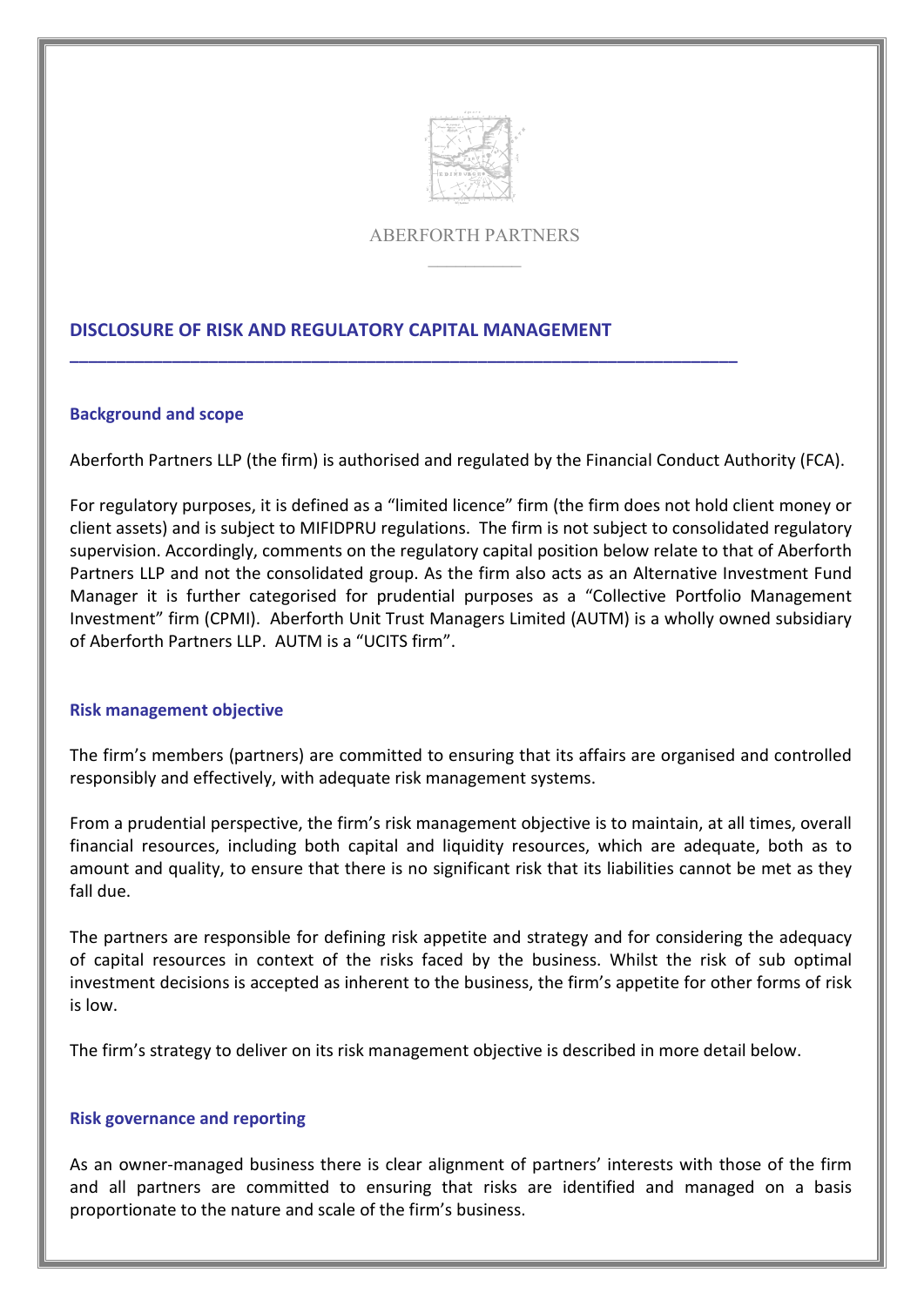ABERFORTH PARTNERS

# DISCLOSURE OF RISK AND REGULATORY CAPITAL MANAGEMENT

## Background and scope

Aberforth Partners LLP (the firm) is authorised and regulated by the Financial Conduct Authority (FCA).

For regulatory purposes, it is defined as a "limited licence" firm (the firm does not hold client money or client assets) and is subject to MIFIDPRU regulations. The firm is not subject to consolidated regulatory supervision. Accordingly, comments on the regulatory capital position below relate to that of Aberforth Partners LLP and not the consolidated group. As the firm also acts as an Alternative Investment Fund Manager it is further categorised for prudential purposes as a "Collective Portfolio Management Investment" firm (CPMI). Aberforth Unit Trust Managers Limited (AUTM) is a wholly owned subsidiary of Aberforth Partners LLP. AUTM is a "UCITS firm".

## Risk management objective

The firm's members (partners) are committed to ensuring that its affairs are organised and controlled responsibly and effectively, with adequate risk management systems.

From a prudential perspective, the firm's risk management objective is to maintain, at all times, overall financial resources, including both capital and liquidity resources, which are adequate, both as to amount and quality, to ensure that there is no significant risk that its liabilities cannot be met as they fall due.

The partners are responsible for defining risk appetite and strategy and for considering the adequacy of capital resources in context of the risks faced by the business. Whilst the risk of sub optimal investment decisions is accepted as inherent to the business, the firm's appetite for other forms of risk is low.

The firm's strategy to deliver on its risk management objective is described in more detail below.

## Risk governance and reporting

As an owner-managed business there is clear alignment of partners' interests with those of the firm and all partners are committed to ensuring that risks are identified and managed on a basis proportionate to the nature and scale of the firm's business.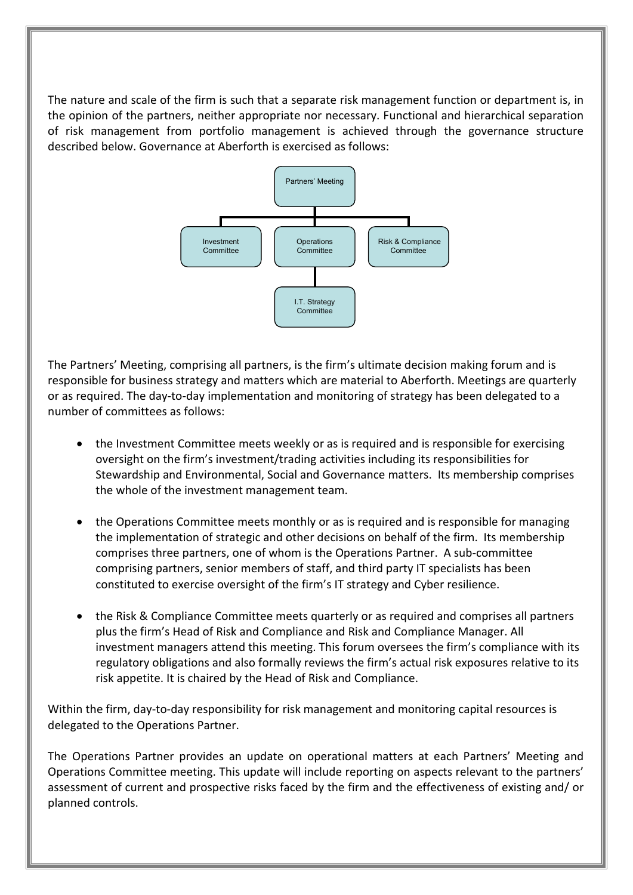The nature and scale of the firm is such that a separate risk management function or department is, in the opinion of the partners, neither appropriate nor necessary. Functional and hierarchical separation of risk management from portfolio management is achieved through the governance structure described below. Governance at Aberforth is exercised as follows:

- Partners' Meeting
  - Investment Committee
  - Operations Committee
    - I.T. Strategy Committee
  - Risk & Compliance Committee

The Partners' Meeting, comprising all partners, is the firm's ultimate decision making forum and is responsible for business strategy and matters which are material to Aberforth. Meetings are quarterly or as required. The day-to-day implementation and monitoring of strategy has been delegated to a number of committees as follows:

- the Investment Committee meets weekly or as is required and is responsible for exercising oversight on the firm's investment/trading activities including its responsibilities for Stewardship and Environmental, Social and Governance matters. Its membership comprises the whole of the investment management team.

- the Operations Committee meets monthly or as is required and is responsible for managing the implementation of strategic and other decisions on behalf of the firm. Its membership comprises three partners, one of whom is the Operations Partner. A sub-committee comprising partners, senior members of staff, and third party IT specialists has been constituted to exercise oversight of the firm's IT strategy and Cyber resilience.

- the Risk & Compliance Committee meets quarterly or as required and comprises all partners plus the firm's Head of Risk and Compliance and Risk and Compliance Manager. All investment managers attend this meeting. This forum oversees the firm's compliance with its regulatory obligations and also formally reviews the firm's actual risk exposures relative to its risk appetite. It is chaired by the Head of Risk and Compliance.

Within the firm, day-to-day responsibility for risk management and monitoring capital resources is delegated to the Operations Partner.

The Operations Partner provides an update on operational matters at each Partners' Meeting and Operations Committee meeting. This update will include reporting on aspects relevant to the partners' assessment of current and prospective risks faced by the firm and the effectiveness of existing and/ or planned controls.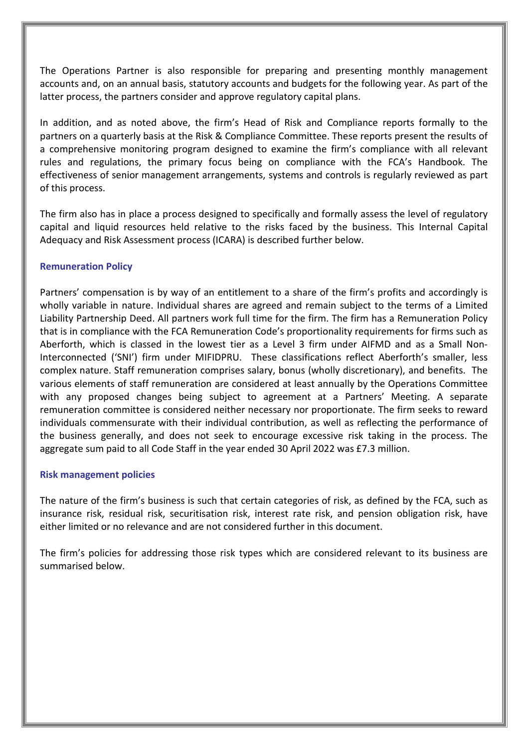The Operations Partner is also responsible for preparing and presenting monthly management accounts and, on an annual basis, statutory accounts and budgets for the following year. As part of the latter process, the partners consider and approve regulatory capital plans.

In addition, and as noted above, the firm's Head of Risk and Compliance reports formally to the partners on a quarterly basis at the Risk & Compliance Committee. These reports present the results of a comprehensive monitoring program designed to examine the firm's compliance with all relevant rules and regulations, the primary focus being on compliance with the FCA's Handbook. The effectiveness of senior management arrangements, systems and controls is regularly reviewed as part of this process.

The firm also has in place a process designed to specifically and formally assess the level of regulatory capital and liquid resources held relative to the risks faced by the business. This Internal Capital Adequacy and Risk Assessment process (ICARA) is described further below.

## Remuneration Policy

Partners' compensation is by way of an entitlement to a share of the firm's profits and accordingly is wholly variable in nature. Individual shares are agreed and remain subject to the terms of a Limited Liability Partnership Deed. All partners work full time for the firm. The firm has a Remuneration Policy that is in compliance with the FCA Remuneration Code's proportionality requirements for firms such as Aberforth, which is classed in the lowest tier as a Level 3 firm under AIFMD and as a Small Non-Interconnected ('SNI') firm under MIFIDPRU. These classifications reflect Aberforth's smaller, less complex nature. Staff remuneration comprises salary, bonus (wholly discretionary), and benefits. The various elements of staff remuneration are considered at least annually by the Operations Committee with any proposed changes being subject to agreement at a Partners' Meeting. A separate remuneration committee is considered neither necessary nor proportionate. The firm seeks to reward individuals commensurate with their individual contribution, as well as reflecting the performance of the business generally, and does not seek to encourage excessive risk taking in the process. The aggregate sum paid to all Code Staff in the year ended 30 April 2022 was £7.3 million.

## Risk management policies

The nature of the firm's business is such that certain categories of risk, as defined by the FCA, such as insurance risk, residual risk, securitisation risk, interest rate risk, and pension obligation risk, have either limited or no relevance and are not considered further in this document.

The firm's policies for addressing those risk types which are considered relevant to its business are summarised below.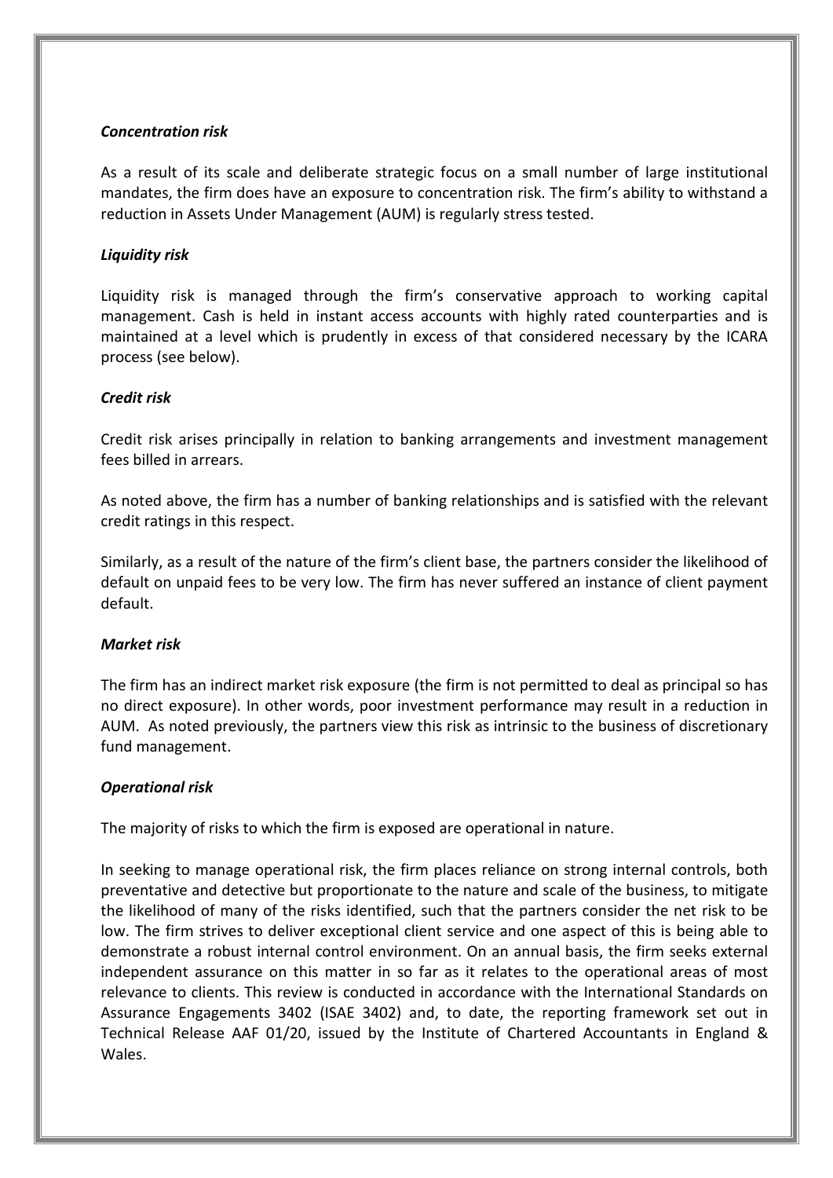***Concentration risk***

As a result of its scale and deliberate strategic focus on a small number of large institutional mandates, the firm does have an exposure to concentration risk. The firm's ability to withstand a reduction in Assets Under Management (AUM) is regularly stress tested.

***Liquidity risk***

Liquidity risk is managed through the firm's conservative approach to working capital management. Cash is held in instant access accounts with highly rated counterparties and is maintained at a level which is prudently in excess of that considered necessary by the ICARA process (see below).

***Credit risk***

Credit risk arises principally in relation to banking arrangements and investment management fees billed in arrears.

As noted above, the firm has a number of banking relationships and is satisfied with the relevant credit ratings in this respect.

Similarly, as a result of the nature of the firm's client base, the partners consider the likelihood of default on unpaid fees to be very low. The firm has never suffered an instance of client payment default.

***Market risk***

The firm has an indirect market risk exposure (the firm is not permitted to deal as principal so has no direct exposure). In other words, poor investment performance may result in a reduction in AUM. As noted previously, the partners view this risk as intrinsic to the business of discretionary fund management.

***Operational risk***

The majority of risks to which the firm is exposed are operational in nature.

In seeking to manage operational risk, the firm places reliance on strong internal controls, both preventative and detective but proportionate to the nature and scale of the business, to mitigate the likelihood of many of the risks identified, such that the partners consider the net risk to be low. The firm strives to deliver exceptional client service and one aspect of this is being able to demonstrate a robust internal control environment. On an annual basis, the firm seeks external independent assurance on this matter in so far as it relates to the operational areas of most relevance to clients. This review is conducted in accordance with the International Standards on Assurance Engagements 3402 (ISAE 3402) and, to date, the reporting framework set out in Technical Release AAF 01/20, issued by the Institute of Chartered Accountants in England & Wales.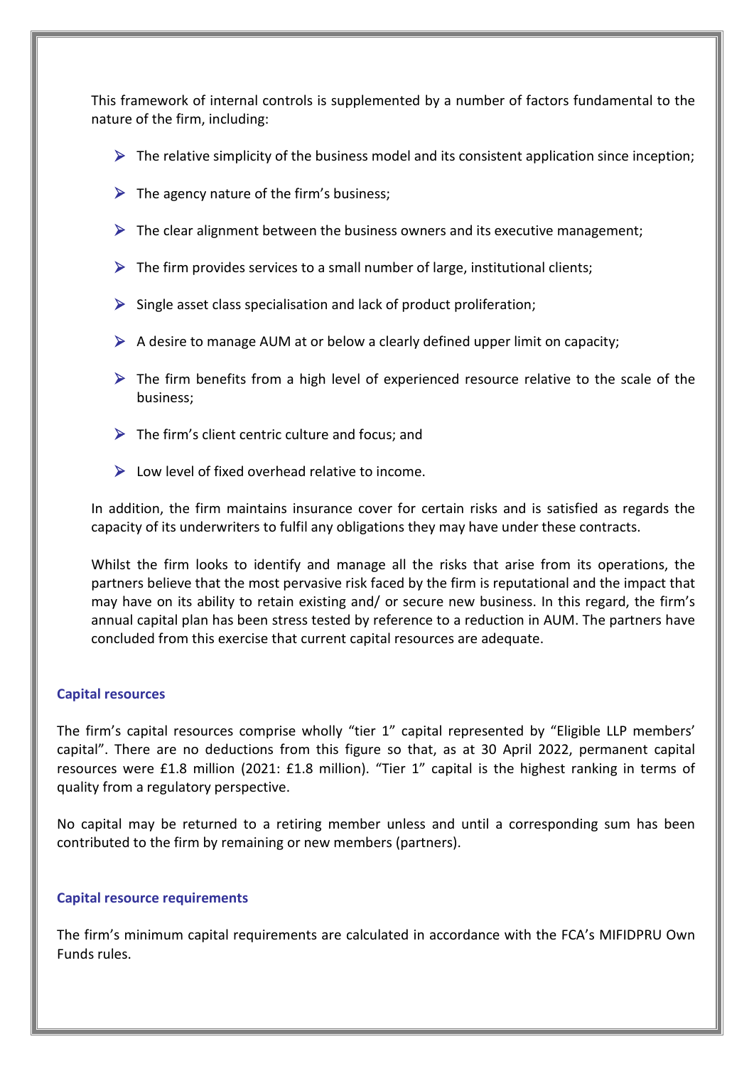This framework of internal controls is supplemented by a number of factors fundamental to the nature of the firm, including:

- The relative simplicity of the business model and its consistent application since inception;
- The agency nature of the firm's business;
- The clear alignment between the business owners and its executive management;
- The firm provides services to a small number of large, institutional clients;
- Single asset class specialisation and lack of product proliferation;
- A desire to manage AUM at or below a clearly defined upper limit on capacity;
- The firm benefits from a high level of experienced resource relative to the scale of the business;
- The firm's client centric culture and focus; and
- Low level of fixed overhead relative to income.

In addition, the firm maintains insurance cover for certain risks and is satisfied as regards the capacity of its underwriters to fulfil any obligations they may have under these contracts.

Whilst the firm looks to identify and manage all the risks that arise from its operations, the partners believe that the most pervasive risk faced by the firm is reputational and the impact that may have on its ability to retain existing and/ or secure new business. In this regard, the firm's annual capital plan has been stress tested by reference to a reduction in AUM. The partners have concluded from this exercise that current capital resources are adequate.

### Capital resources

The firm's capital resources comprise wholly "tier 1" capital represented by "Eligible LLP members' capital". There are no deductions from this figure so that, as at 30 April 2022, permanent capital resources were £1.8 million (2021: £1.8 million). "Tier 1" capital is the highest ranking in terms of quality from a regulatory perspective.

No capital may be returned to a retiring member unless and until a corresponding sum has been contributed to the firm by remaining or new members (partners).

### Capital resource requirements

The firm's minimum capital requirements are calculated in accordance with the FCA's MIFIDPRU Own Funds rules.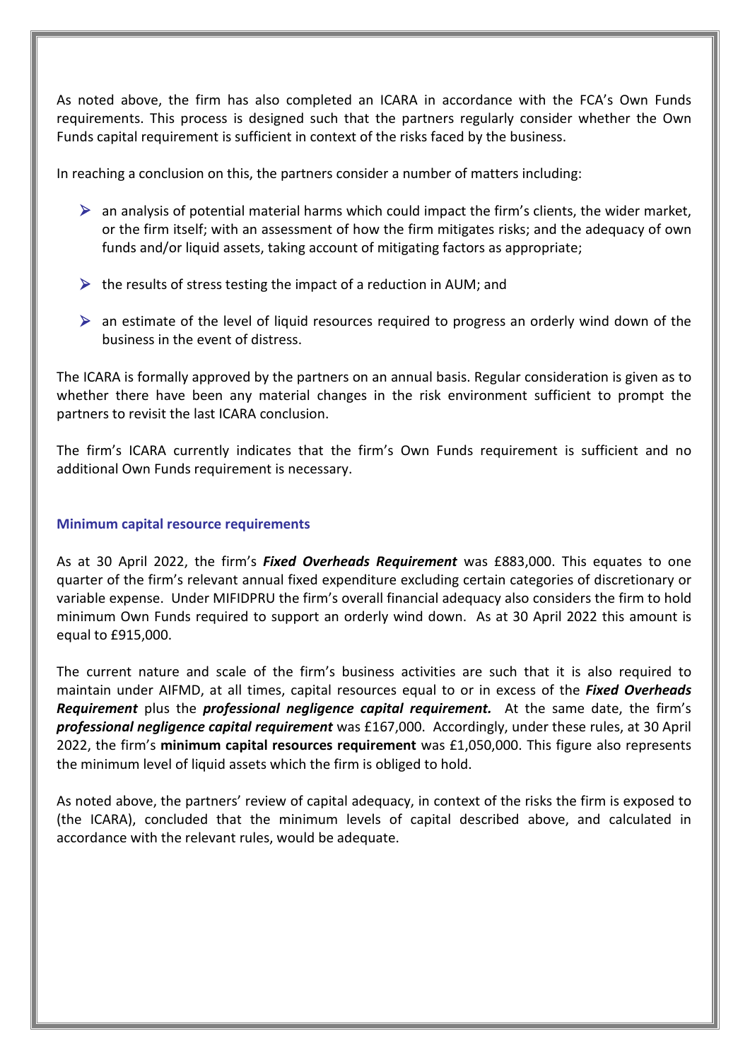As noted above, the firm has also completed an ICARA in accordance with the FCA's Own Funds requirements. This process is designed such that the partners regularly consider whether the Own Funds capital requirement is sufficient in context of the risks faced by the business.

In reaching a conclusion on this, the partners consider a number of matters including:

- an analysis of potential material harms which could impact the firm's clients, the wider market, or the firm itself; with an assessment of how the firm mitigates risks; and the adequacy of own funds and/or liquid assets, taking account of mitigating factors as appropriate;
- the results of stress testing the impact of a reduction in AUM; and
- an estimate of the level of liquid resources required to progress an orderly wind down of the business in the event of distress.

The ICARA is formally approved by the partners on an annual basis. Regular consideration is given as to whether there have been any material changes in the risk environment sufficient to prompt the partners to revisit the last ICARA conclusion.

The firm's ICARA currently indicates that the firm's Own Funds requirement is sufficient and no additional Own Funds requirement is necessary.

### Minimum capital resource requirements

As at 30 April 2022, the firm's ***Fixed Overheads Requirement*** was £883,000. This equates to one quarter of the firm's relevant annual fixed expenditure excluding certain categories of discretionary or variable expense. Under MIFIDPRU the firm's overall financial adequacy also considers the firm to hold minimum Own Funds required to support an orderly wind down. As at 30 April 2022 this amount is equal to £915,000.

The current nature and scale of the firm's business activities are such that it is also required to maintain under AIFMD, at all times, capital resources equal to or in excess of the ***Fixed Overheads Requirement*** plus the ***professional negligence capital requirement.*** At the same date, the firm's ***professional negligence capital requirement*** was £167,000. Accordingly, under these rules, at 30 April 2022, the firm's **minimum capital resources requirement** was £1,050,000. This figure also represents the minimum level of liquid assets which the firm is obliged to hold.

As noted above, the partners' review of capital adequacy, in context of the risks the firm is exposed to (the ICARA), concluded that the minimum levels of capital described above, and calculated in accordance with the relevant rules, would be adequate.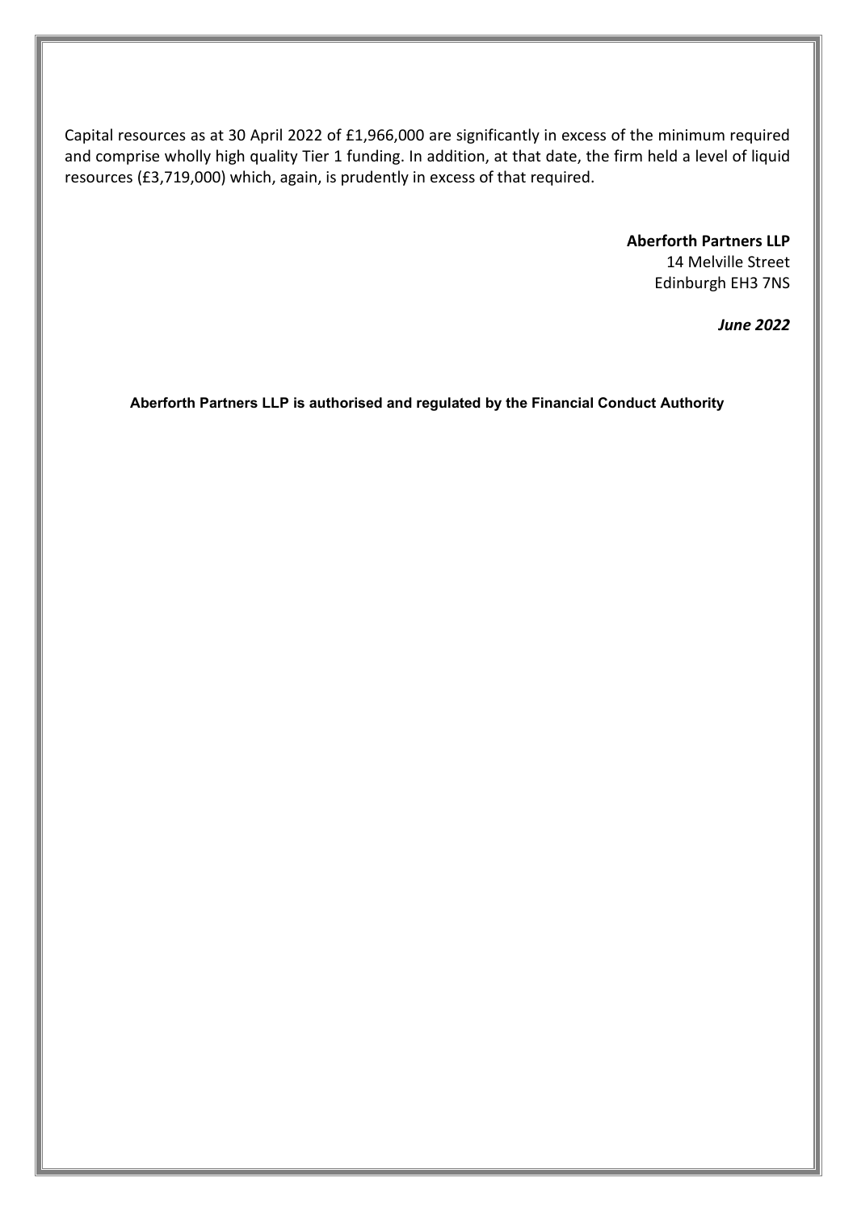Capital resources as at 30 April 2022 of £1,966,000 are significantly in excess of the minimum required and comprise wholly high quality Tier 1 funding. In addition, at that date, the firm held a level of liquid resources (£3,719,000) which, again, is prudently in excess of that required.

**Aberforth Partners LLP**
14 Melville Street
Edinburgh EH3 7NS

***June 2022***

**Aberforth Partners LLP is authorised and regulated by the Financial Conduct Authority**